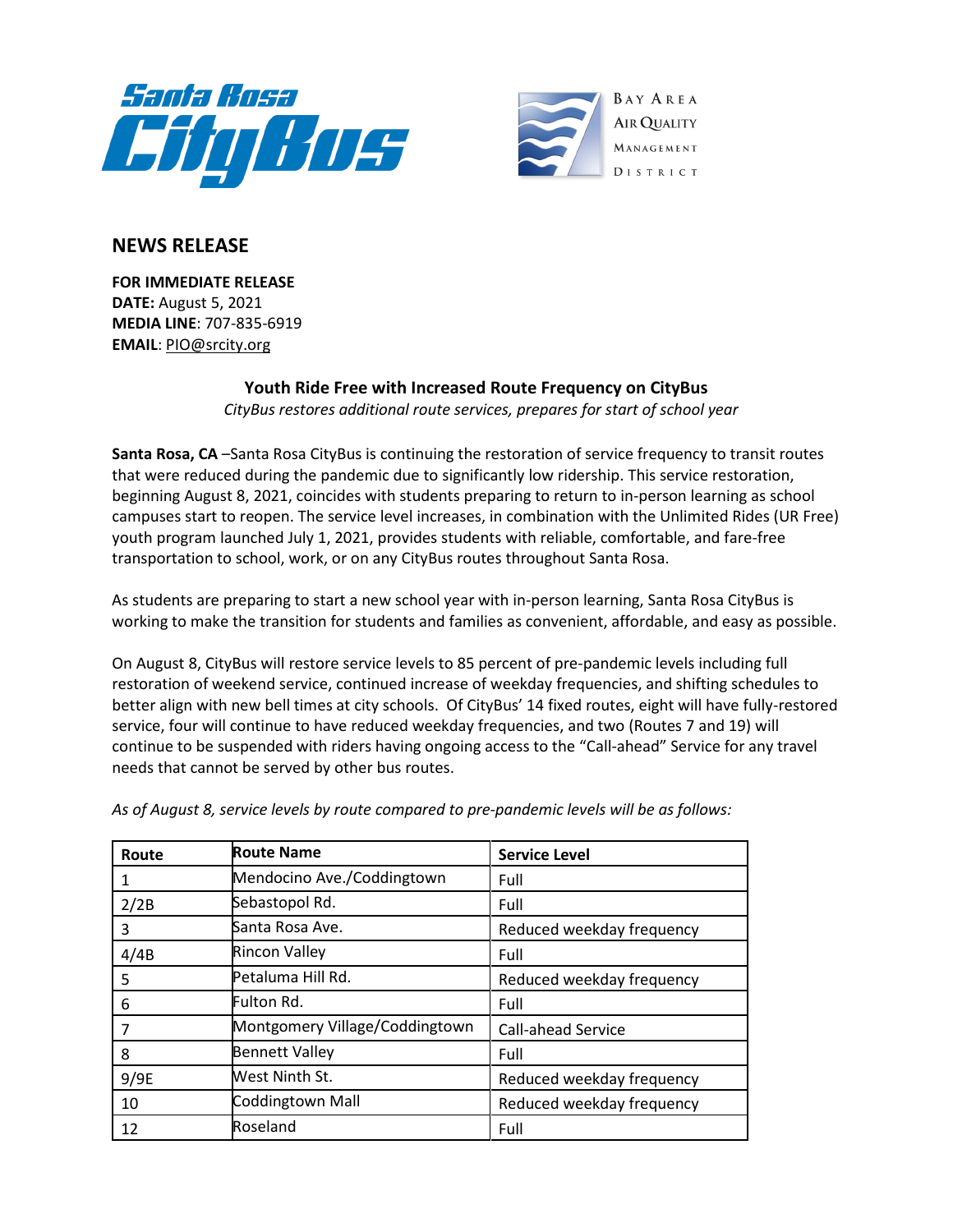## NEWS RELEASE

**FOR IMMEDIATE RELEASE**
**DATE:** August 5, 2021
**MEDIA LINE**: 707-835-6919
**EMAIL**: PIO@srcity.org

### Youth Ride Free with Increased Route Frequency on CityBus

*CityBus restores additional route services, prepares for start of school year*

**Santa Rosa, CA** –Santa Rosa CityBus is continuing the restoration of service frequency to transit routes that were reduced during the pandemic due to significantly low ridership. This service restoration, beginning August 8, 2021, coincides with students preparing to return to in-person learning as school campuses start to reopen. The service level increases, in combination with the Unlimited Rides (UR Free) youth program launched July 1, 2021, provides students with reliable, comfortable, and fare-free transportation to school, work, or on any CityBus routes throughout Santa Rosa.

As students are preparing to start a new school year with in-person learning, Santa Rosa CityBus is working to make the transition for students and families as convenient, affordable, and easy as possible.

On August 8, CityBus will restore service levels to 85 percent of pre-pandemic levels including full restoration of weekend service, continued increase of weekday frequencies, and shifting schedules to better align with new bell times at city schools. Of CityBus' 14 fixed routes, eight will have fully-restored service, four will continue to have reduced weekday frequencies, and two (Routes 7 and 19) will continue to be suspended with riders having ongoing access to the "Call-ahead" Service for any travel needs that cannot be served by other bus routes.

*As of August 8, service levels by route compared to pre-pandemic levels will be as follows:*

| Route | Route Name | Service Level |
|---|---|---|
| 1 | Mendocino Ave./Coddingtown | Full |
| 2/2B | Sebastopol Rd. | Full |
| 3 | Santa Rosa Ave. | Reduced weekday frequency |
| 4/4B | Rincon Valley | Full |
| 5 | Petaluma Hill Rd. | Reduced weekday frequency |
| 6 | Fulton Rd. | Full |
| 7 | Montgomery Village/Coddingtown | Call-ahead Service |
| 8 | Bennett Valley | Full |
| 9/9E | West Ninth St. | Reduced weekday frequency |
| 10 | Coddingtown Mall | Reduced weekday frequency |
| 12 | Roseland | Full |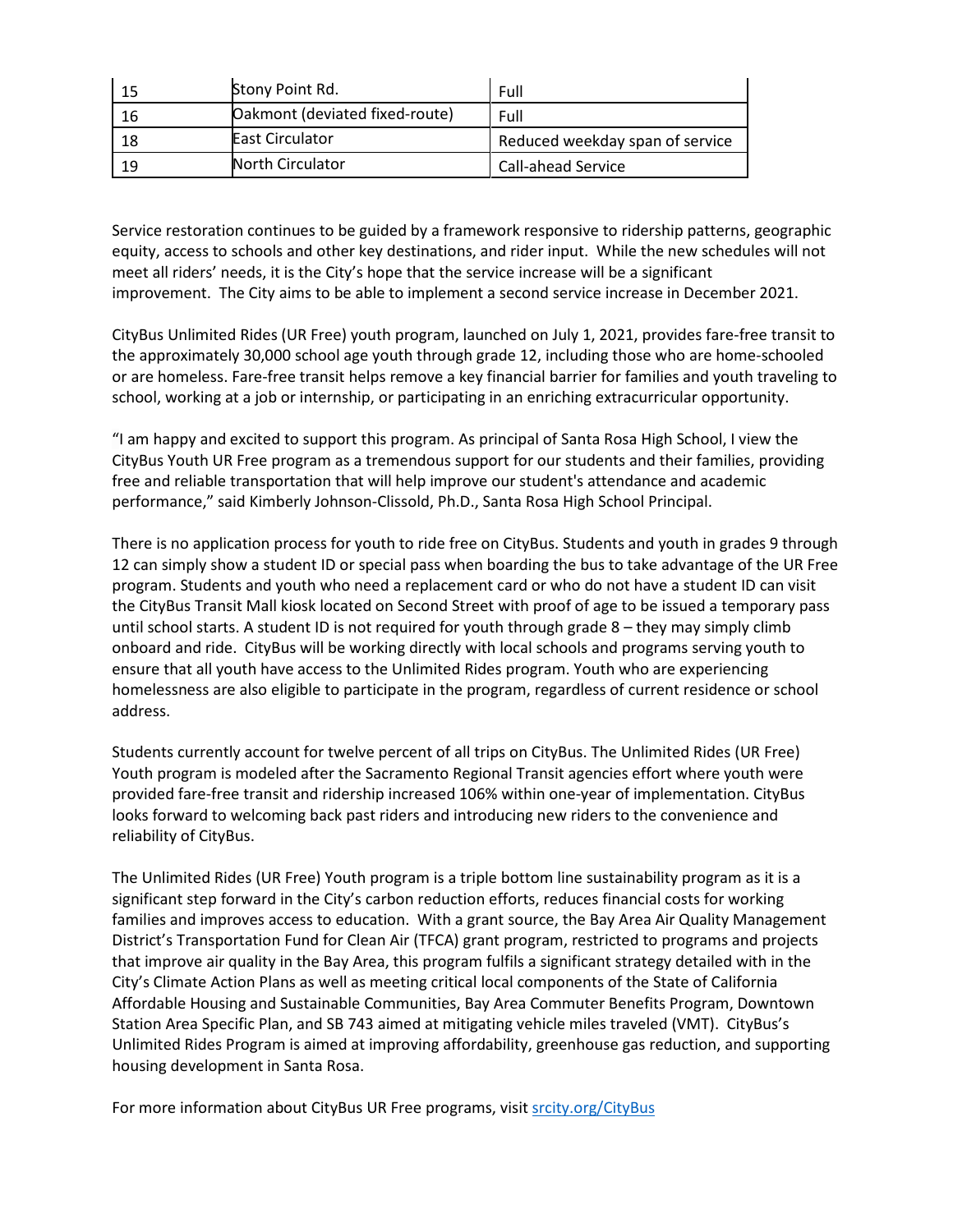| 15 | Stony Point Rd. | Full |
|---|---|---|
| 16 | Oakmont (deviated fixed-route) | Full |
| 18 | East Circulator | Reduced weekday span of service |
| 19 | North Circulator | Call-ahead Service |

Service restoration continues to be guided by a framework responsive to ridership patterns, geographic equity, access to schools and other key destinations, and rider input. While the new schedules will not meet all riders' needs, it is the City's hope that the service increase will be a significant improvement. The City aims to be able to implement a second service increase in December 2021.

CityBus Unlimited Rides (UR Free) youth program, launched on July 1, 2021, provides fare-free transit to the approximately 30,000 school age youth through grade 12, including those who are home-schooled or are homeless. Fare-free transit helps remove a key financial barrier for families and youth traveling to school, working at a job or internship, or participating in an enriching extracurricular opportunity.

"I am happy and excited to support this program. As principal of Santa Rosa High School, I view the CityBus Youth UR Free program as a tremendous support for our students and their families, providing free and reliable transportation that will help improve our student's attendance and academic performance," said Kimberly Johnson-Clissold, Ph.D., Santa Rosa High School Principal.

There is no application process for youth to ride free on CityBus. Students and youth in grades 9 through 12 can simply show a student ID or special pass when boarding the bus to take advantage of the UR Free program. Students and youth who need a replacement card or who do not have a student ID can visit the CityBus Transit Mall kiosk located on Second Street with proof of age to be issued a temporary pass until school starts. A student ID is not required for youth through grade 8 – they may simply climb onboard and ride. CityBus will be working directly with local schools and programs serving youth to ensure that all youth have access to the Unlimited Rides program. Youth who are experiencing homelessness are also eligible to participate in the program, regardless of current residence or school address.

Students currently account for twelve percent of all trips on CityBus. The Unlimited Rides (UR Free) Youth program is modeled after the Sacramento Regional Transit agencies effort where youth were provided fare-free transit and ridership increased 106% within one-year of implementation. CityBus looks forward to welcoming back past riders and introducing new riders to the convenience and reliability of CityBus.

The Unlimited Rides (UR Free) Youth program is a triple bottom line sustainability program as it is a significant step forward in the City's carbon reduction efforts, reduces financial costs for working families and improves access to education. With a grant source, the Bay Area Air Quality Management District's Transportation Fund for Clean Air (TFCA) grant program, restricted to programs and projects that improve air quality in the Bay Area, this program fulfils a significant strategy detailed with in the City's Climate Action Plans as well as meeting critical local components of the State of California Affordable Housing and Sustainable Communities, Bay Area Commuter Benefits Program, Downtown Station Area Specific Plan, and SB 743 aimed at mitigating vehicle miles traveled (VMT). CityBus's Unlimited Rides Program is aimed at improving affordability, greenhouse gas reduction, and supporting housing development in Santa Rosa.

For more information about CityBus UR Free programs, visit [srcity.org/CityBus](srcity.org/CityBus)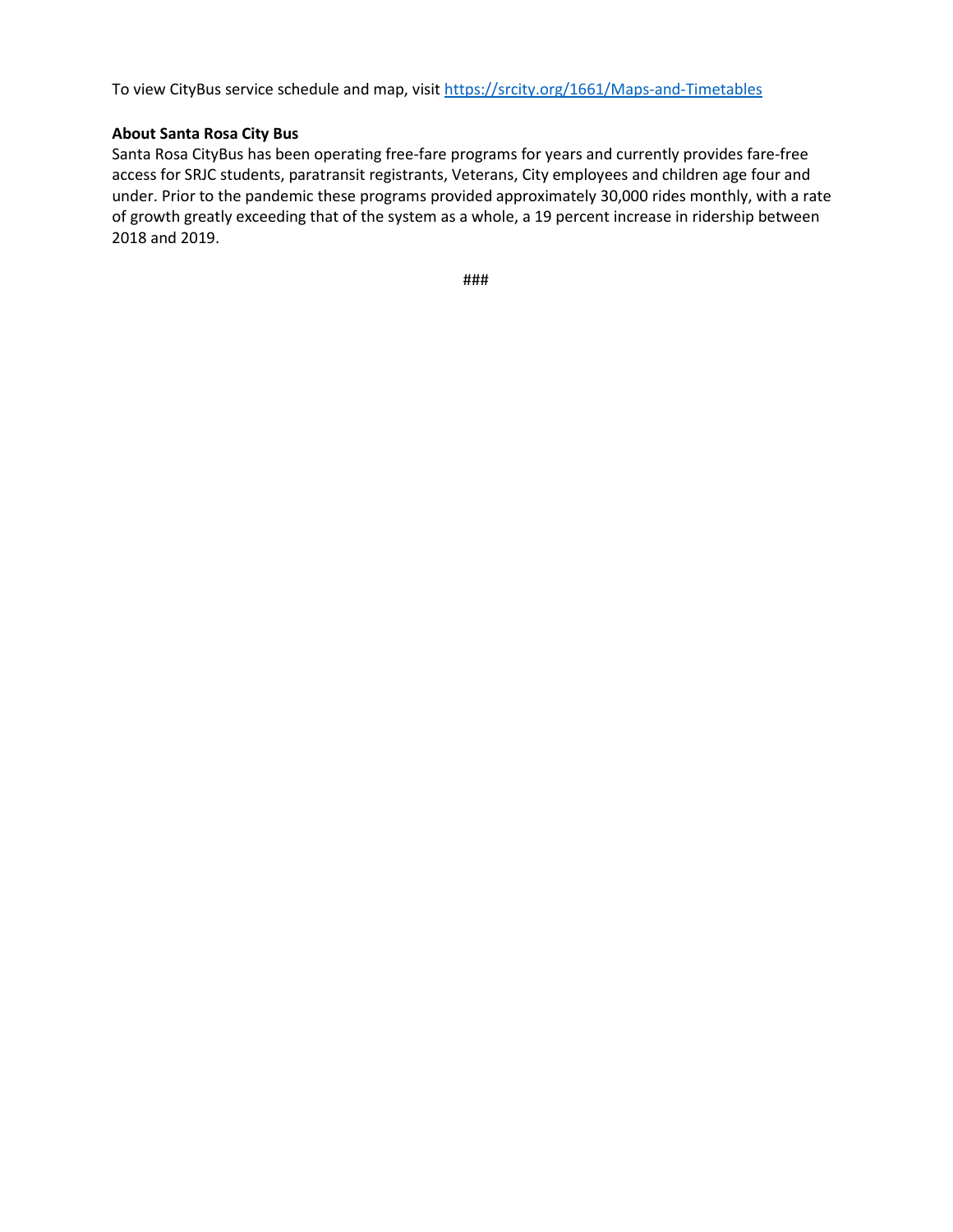To view CityBus service schedule and map, visit [https://srcity.org/1661/Maps-and-Timetables](https://srcity.org/1661/Maps-and-Timetables)

**About Santa Rosa City Bus**

Santa Rosa CityBus has been operating free-fare programs for years and currently provides fare-free access for SRJC students, paratransit registrants, Veterans, City employees and children age four and under. Prior to the pandemic these programs provided approximately 30,000 rides monthly, with a rate of growth greatly exceeding that of the system as a whole, a 19 percent increase in ridership between 2018 and 2019.

###